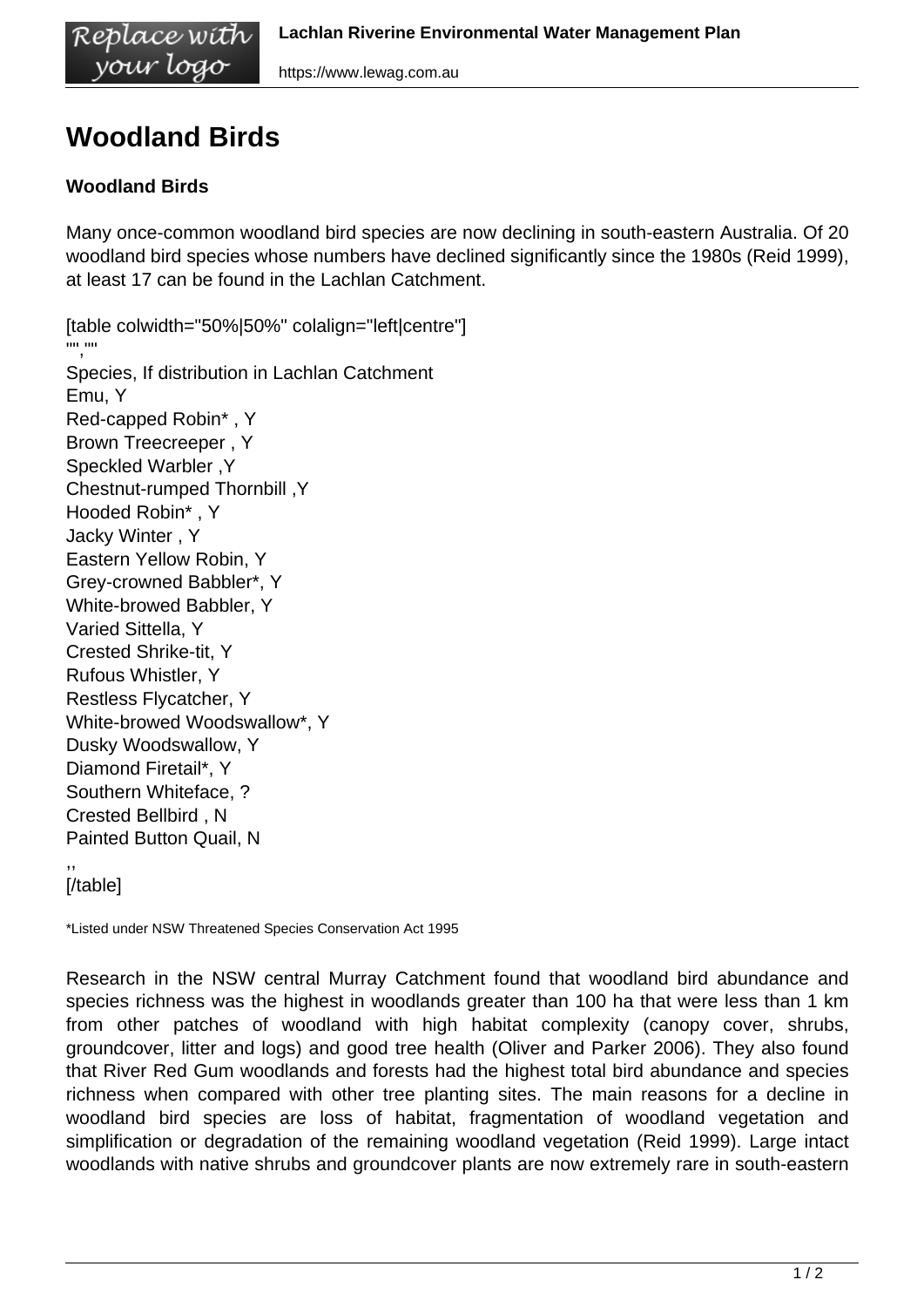# Woodland Birds

**Woodland Birds**

Many once-common woodland bird species are now declining in south-eastern Australia. Of 20 woodland bird species whose numbers have declined significantly since the 1980s (Reid 1999), at least 17 can be found in the Lachlan Catchment.

| Species | If distribution in Lachlan Catchment |
|---|---|
| Emu | Y |
| Red-capped Robin* | Y |
| Brown Treecreeper | Y |
| Speckled Warbler | Y |
| Chestnut-rumped Thornbill | Y |
| Hooded Robin* | Y |
| Jacky Winter | Y |
| Eastern Yellow Robin | Y |
| Grey-crowned Babbler* | Y |
| White-browed Babbler | Y |
| Varied Sittella | Y |
| Crested Shrike-tit | Y |
| Rufous Whistler | Y |
| Restless Flycatcher | Y |
| White-browed Woodswallow* | Y |
| Dusky Woodswallow | Y |
| Diamond Firetail* | Y |
| Southern Whiteface | ? |
| Crested Bellbird | N |
| Painted Button Quail | N |

*Listed under NSW Threatened Species Conservation Act 1995

Research in the NSW central Murray Catchment found that woodland bird abundance and species richness was the highest in woodlands greater than 100 ha that were less than 1 km from other patches of woodland with high habitat complexity (canopy cover, shrubs, groundcover, litter and logs) and good tree health (Oliver and Parker 2006). They also found that River Red Gum woodlands and forests had the highest total bird abundance and species richness when compared with other tree planting sites. The main reasons for a decline in woodland bird species are loss of habitat, fragmentation of woodland vegetation and simplification or degradation of the remaining woodland vegetation (Reid 1999). Large intact woodlands with native shrubs and groundcover plants are now extremely rare in south-eastern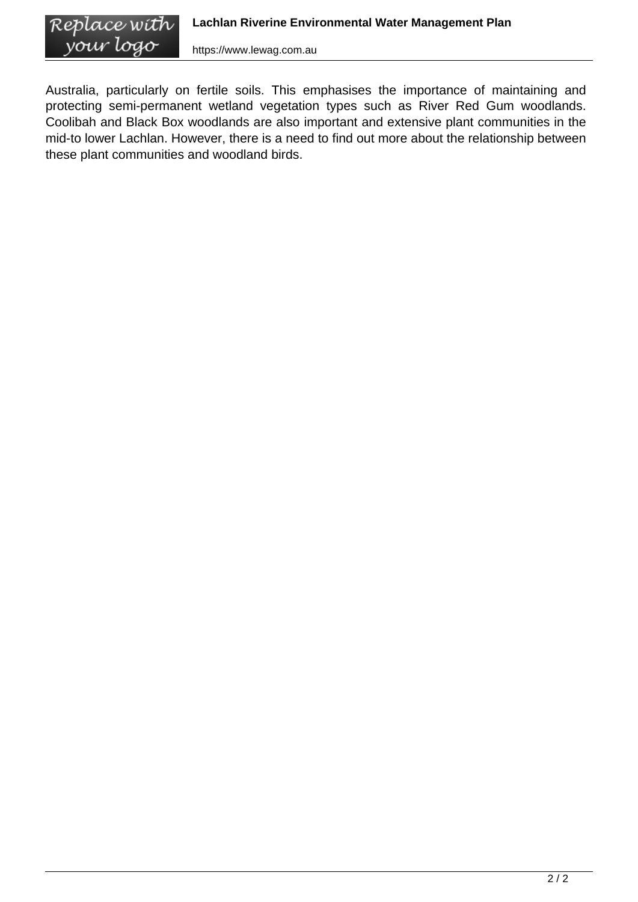Australia, particularly on fertile soils. This emphasises the importance of maintaining and protecting semi-permanent wetland vegetation types such as River Red Gum woodlands. Coolibah and Black Box woodlands are also important and extensive plant communities in the mid-to lower Lachlan. However, there is a need to find out more about the relationship between these plant communities and woodland birds.